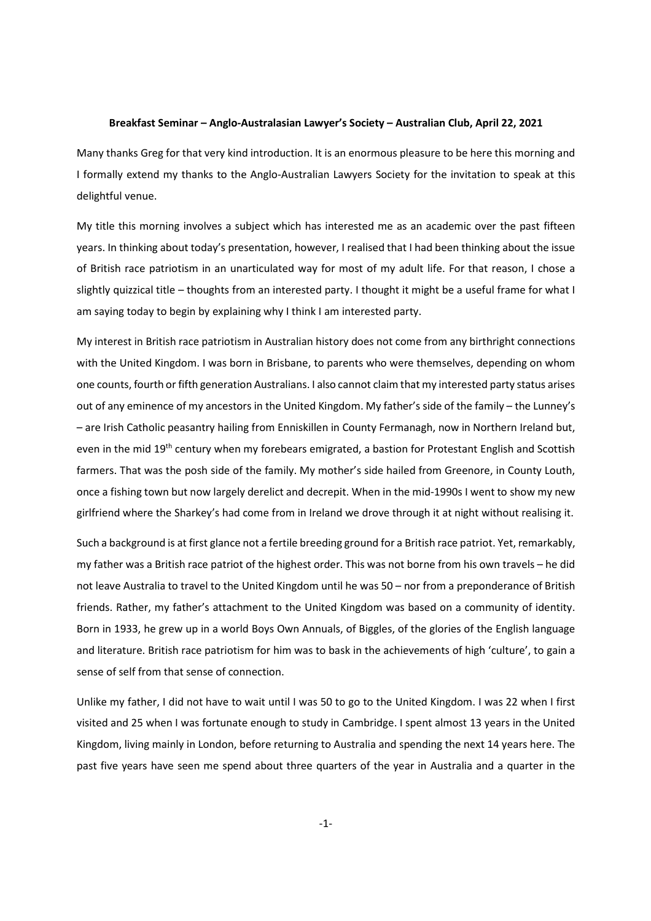**Breakfast Seminar – Anglo-Australasian Lawyer's Society – Australian Club, April 22, 2021**

Many thanks Greg for that very kind introduction. It is an enormous pleasure to be here this morning and I formally extend my thanks to the Anglo-Australian Lawyers Society for the invitation to speak at this delightful venue.

My title this morning involves a subject which has interested me as an academic over the past fifteen years. In thinking about today's presentation, however, I realised that I had been thinking about the issue of British race patriotism in an unarticulated way for most of my adult life. For that reason, I chose a slightly quizzical title – thoughts from an interested party. I thought it might be a useful frame for what I am saying today to begin by explaining why I think I am interested party.

My interest in British race patriotism in Australian history does not come from any birthright connections with the United Kingdom. I was born in Brisbane, to parents who were themselves, depending on whom one counts, fourth or fifth generation Australians. I also cannot claim that my interested party status arises out of any eminence of my ancestors in the United Kingdom. My father's side of the family – the Lunney's – are Irish Catholic peasantry hailing from Enniskillen in County Fermanagh, now in Northern Ireland but, even in the mid 19th century when my forebears emigrated, a bastion for Protestant English and Scottish farmers. That was the posh side of the family. My mother's side hailed from Greenore, in County Louth, once a fishing town but now largely derelict and decrepit. When in the mid-1990s I went to show my new girlfriend where the Sharkey's had come from in Ireland we drove through it at night without realising it.

Such a background is at first glance not a fertile breeding ground for a British race patriot. Yet, remarkably, my father was a British race patriot of the highest order. This was not borne from his own travels – he did not leave Australia to travel to the United Kingdom until he was 50 – nor from a preponderance of British friends. Rather, my father's attachment to the United Kingdom was based on a community of identity. Born in 1933, he grew up in a world Boys Own Annuals, of Biggles, of the glories of the English language and literature. British race patriotism for him was to bask in the achievements of high 'culture', to gain a sense of self from that sense of connection.

Unlike my father, I did not have to wait until I was 50 to go to the United Kingdom. I was 22 when I first visited and 25 when I was fortunate enough to study in Cambridge. I spent almost 13 years in the United Kingdom, living mainly in London, before returning to Australia and spending the next 14 years here. The past five years have seen me spend about three quarters of the year in Australia and a quarter in the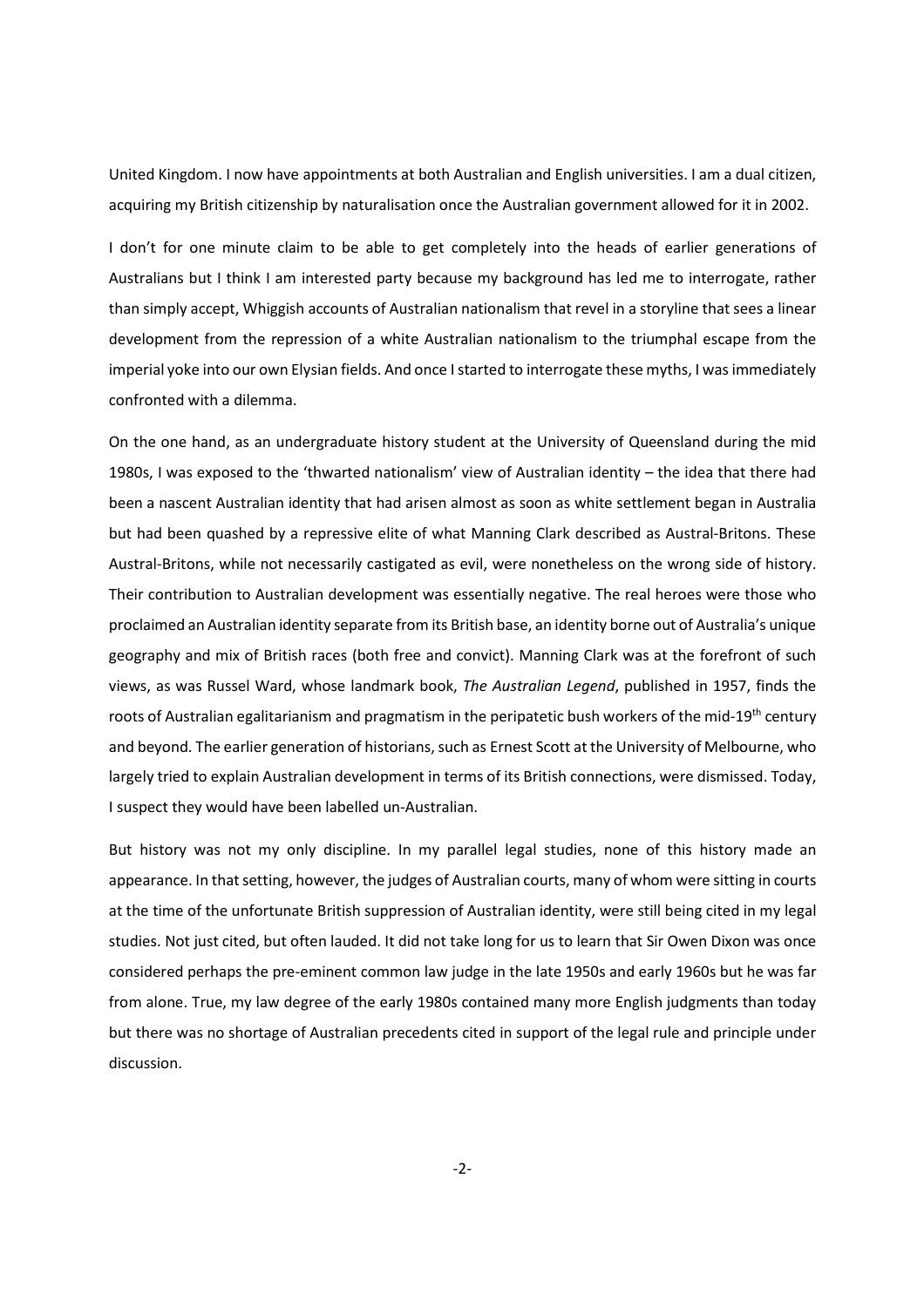United Kingdom. I now have appointments at both Australian and English universities. I am a dual citizen, acquiring my British citizenship by naturalisation once the Australian government allowed for it in 2002.

I don't for one minute claim to be able to get completely into the heads of earlier generations of Australians but I think I am interested party because my background has led me to interrogate, rather than simply accept, Whiggish accounts of Australian nationalism that revel in a storyline that sees a linear development from the repression of a white Australian nationalism to the triumphal escape from the imperial yoke into our own Elysian fields. And once I started to interrogate these myths, I was immediately confronted with a dilemma.

On the one hand, as an undergraduate history student at the University of Queensland during the mid 1980s, I was exposed to the 'thwarted nationalism' view of Australian identity – the idea that there had been a nascent Australian identity that had arisen almost as soon as white settlement began in Australia but had been quashed by a repressive elite of what Manning Clark described as Austral-Britons. These Austral-Britons, while not necessarily castigated as evil, were nonetheless on the wrong side of history. Their contribution to Australian development was essentially negative. The real heroes were those who proclaimed an Australian identity separate from its British base, an identity borne out of Australia's unique geography and mix of British races (both free and convict). Manning Clark was at the forefront of such views, as was Russel Ward, whose landmark book, *The Australian Legend*, published in 1957, finds the roots of Australian egalitarianism and pragmatism in the peripatetic bush workers of the mid-19th century and beyond. The earlier generation of historians, such as Ernest Scott at the University of Melbourne, who largely tried to explain Australian development in terms of its British connections, were dismissed. Today, I suspect they would have been labelled un-Australian.

But history was not my only discipline. In my parallel legal studies, none of this history made an appearance. In that setting, however, the judges of Australian courts, many of whom were sitting in courts at the time of the unfortunate British suppression of Australian identity, were still being cited in my legal studies. Not just cited, but often lauded. It did not take long for us to learn that Sir Owen Dixon was once considered perhaps the pre-eminent common law judge in the late 1950s and early 1960s but he was far from alone. True, my law degree of the early 1980s contained many more English judgments than today but there was no shortage of Australian precedents cited in support of the legal rule and principle under discussion.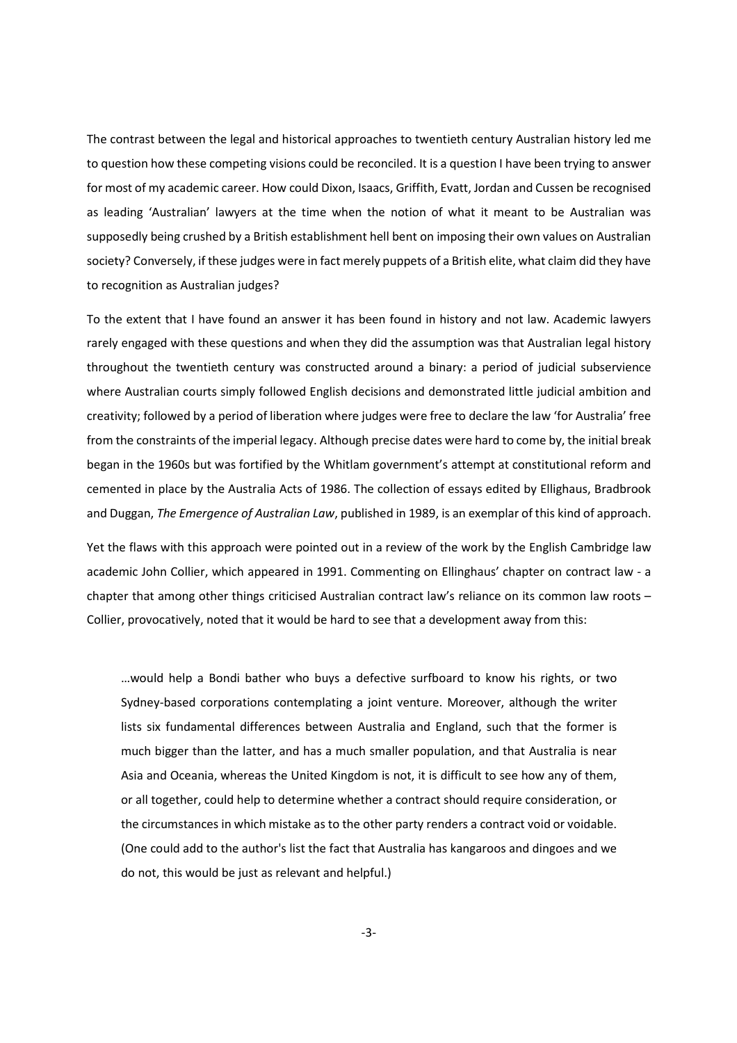The contrast between the legal and historical approaches to twentieth century Australian history led me to question how these competing visions could be reconciled. It is a question I have been trying to answer for most of my academic career. How could Dixon, Isaacs, Griffith, Evatt, Jordan and Cussen be recognised as leading 'Australian' lawyers at the time when the notion of what it meant to be Australian was supposedly being crushed by a British establishment hell bent on imposing their own values on Australian society? Conversely, if these judges were in fact merely puppets of a British elite, what claim did they have to recognition as Australian judges?

To the extent that I have found an answer it has been found in history and not law. Academic lawyers rarely engaged with these questions and when they did the assumption was that Australian legal history throughout the twentieth century was constructed around a binary: a period of judicial subservience where Australian courts simply followed English decisions and demonstrated little judicial ambition and creativity; followed by a period of liberation where judges were free to declare the law 'for Australia' free from the constraints of the imperial legacy. Although precise dates were hard to come by, the initial break began in the 1960s but was fortified by the Whitlam government's attempt at constitutional reform and cemented in place by the Australia Acts of 1986. The collection of essays edited by Ellighaus, Bradbrook and Duggan, *The Emergence of Australian Law*, published in 1989, is an exemplar of this kind of approach.

Yet the flaws with this approach were pointed out in a review of the work by the English Cambridge law academic John Collier, which appeared in 1991. Commenting on Ellinghaus' chapter on contract law - a chapter that among other things criticised Australian contract law's reliance on its common law roots – Collier, provocatively, noted that it would be hard to see that a development away from this:

> …would help a Bondi bather who buys a defective surfboard to know his rights, or two Sydney-based corporations contemplating a joint venture. Moreover, although the writer lists six fundamental differences between Australia and England, such that the former is much bigger than the latter, and has a much smaller population, and that Australia is near Asia and Oceania, whereas the United Kingdom is not, it is difficult to see how any of them, or all together, could help to determine whether a contract should require consideration, or the circumstances in which mistake as to the other party renders a contract void or voidable. (One could add to the author's list the fact that Australia has kangaroos and dingoes and we do not, this would be just as relevant and helpful.)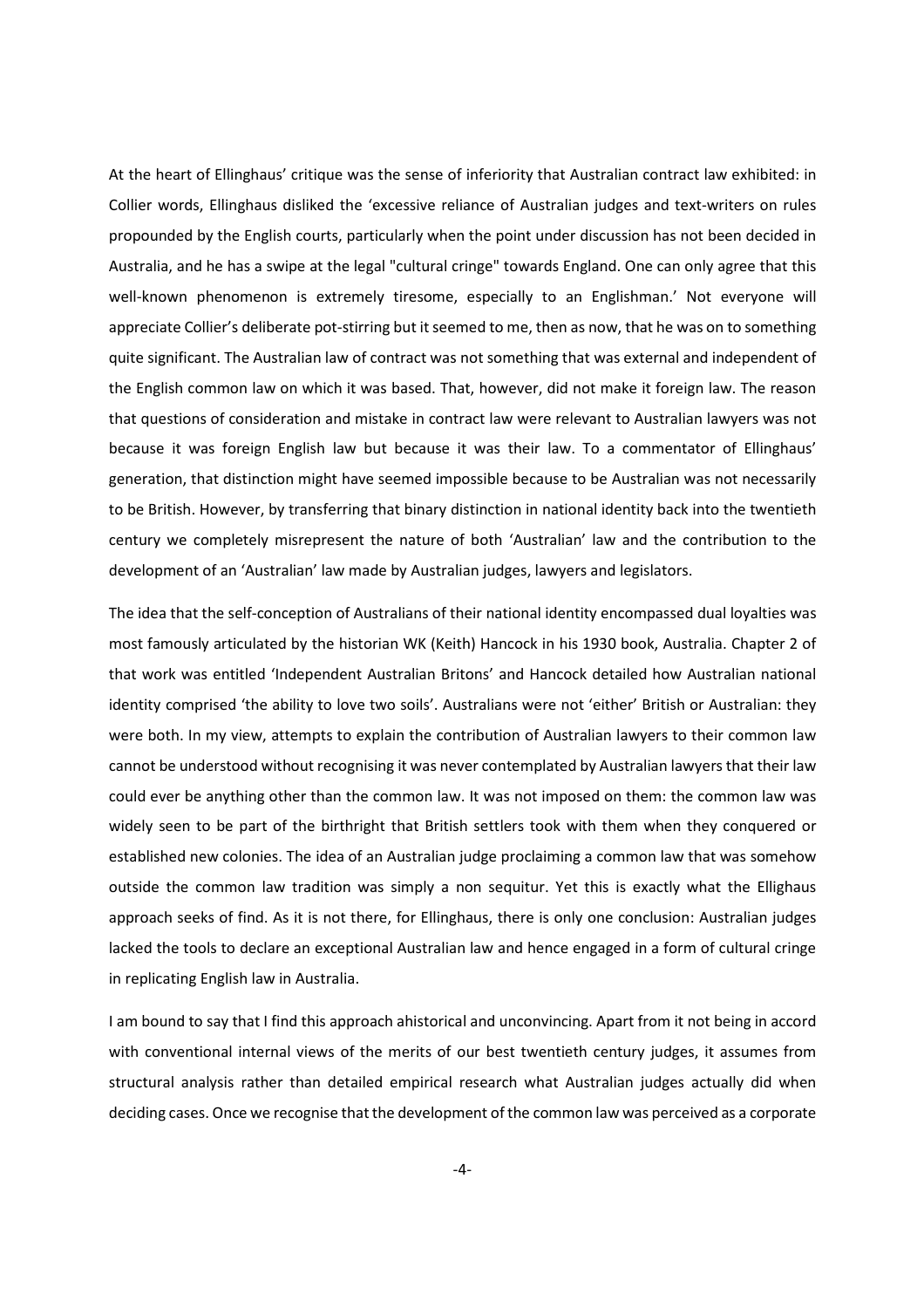At the heart of Ellinghaus' critique was the sense of inferiority that Australian contract law exhibited: in Collier words, Ellinghaus disliked the 'excessive reliance of Australian judges and text-writers on rules propounded by the English courts, particularly when the point under discussion has not been decided in Australia, and he has a swipe at the legal "cultural cringe" towards England. One can only agree that this well-known phenomenon is extremely tiresome, especially to an Englishman.' Not everyone will appreciate Collier's deliberate pot-stirring but it seemed to me, then as now, that he was on to something quite significant. The Australian law of contract was not something that was external and independent of the English common law on which it was based. That, however, did not make it foreign law. The reason that questions of consideration and mistake in contract law were relevant to Australian lawyers was not because it was foreign English law but because it was their law. To a commentator of Ellinghaus' generation, that distinction might have seemed impossible because to be Australian was not necessarily to be British. However, by transferring that binary distinction in national identity back into the twentieth century we completely misrepresent the nature of both 'Australian' law and the contribution to the development of an 'Australian' law made by Australian judges, lawyers and legislators.

The idea that the self-conception of Australians of their national identity encompassed dual loyalties was most famously articulated by the historian WK (Keith) Hancock in his 1930 book, Australia. Chapter 2 of that work was entitled 'Independent Australian Britons' and Hancock detailed how Australian national identity comprised 'the ability to love two soils'. Australians were not 'either' British or Australian: they were both. In my view, attempts to explain the contribution of Australian lawyers to their common law cannot be understood without recognising it was never contemplated by Australian lawyers that their law could ever be anything other than the common law. It was not imposed on them: the common law was widely seen to be part of the birthright that British settlers took with them when they conquered or established new colonies. The idea of an Australian judge proclaiming a common law that was somehow outside the common law tradition was simply a non sequitur. Yet this is exactly what the Ellighaus approach seeks of find. As it is not there, for Ellinghaus, there is only one conclusion: Australian judges lacked the tools to declare an exceptional Australian law and hence engaged in a form of cultural cringe in replicating English law in Australia.

I am bound to say that I find this approach ahistorical and unconvincing. Apart from it not being in accord with conventional internal views of the merits of our best twentieth century judges, it assumes from structural analysis rather than detailed empirical research what Australian judges actually did when deciding cases. Once we recognise that the development of the common law was perceived as a corporate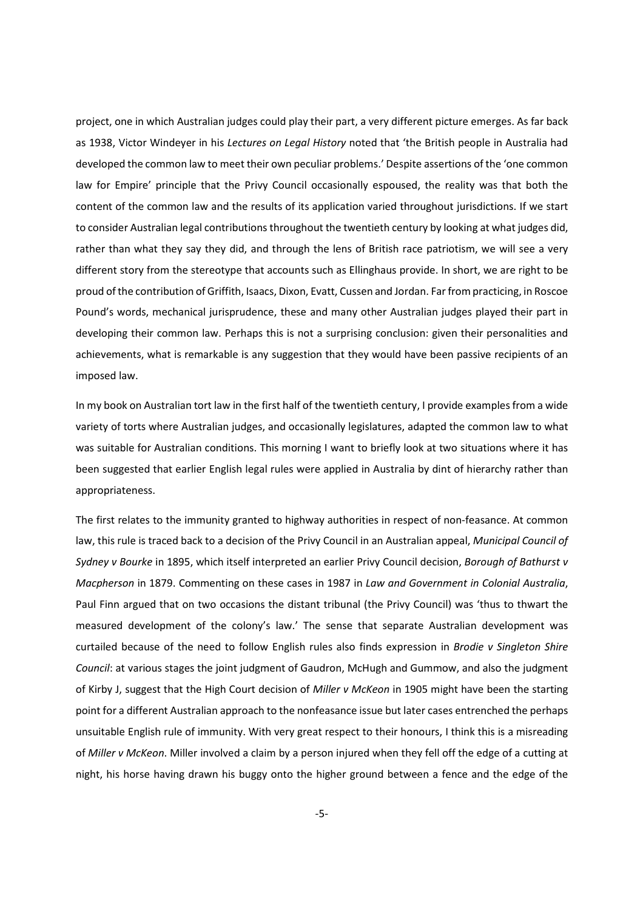project, one in which Australian judges could play their part, a very different picture emerges. As far back as 1938, Victor Windeyer in his *Lectures on Legal History* noted that 'the British people in Australia had developed the common law to meet their own peculiar problems.' Despite assertions of the 'one common law for Empire' principle that the Privy Council occasionally espoused, the reality was that both the content of the common law and the results of its application varied throughout jurisdictions. If we start to consider Australian legal contributions throughout the twentieth century by looking at what judges did, rather than what they say they did, and through the lens of British race patriotism, we will see a very different story from the stereotype that accounts such as Ellinghaus provide. In short, we are right to be proud of the contribution of Griffith, Isaacs, Dixon, Evatt, Cussen and Jordan. Far from practicing, in Roscoe Pound's words, mechanical jurisprudence, these and many other Australian judges played their part in developing their common law. Perhaps this is not a surprising conclusion: given their personalities and achievements, what is remarkable is any suggestion that they would have been passive recipients of an imposed law.

In my book on Australian tort law in the first half of the twentieth century, I provide examples from a wide variety of torts where Australian judges, and occasionally legislatures, adapted the common law to what was suitable for Australian conditions. This morning I want to briefly look at two situations where it has been suggested that earlier English legal rules were applied in Australia by dint of hierarchy rather than appropriateness.

The first relates to the immunity granted to highway authorities in respect of non-feasance. At common law, this rule is traced back to a decision of the Privy Council in an Australian appeal, *Municipal Council of Sydney v Bourke* in 1895, which itself interpreted an earlier Privy Council decision, *Borough of Bathurst v Macpherson* in 1879. Commenting on these cases in 1987 in *Law and Government in Colonial Australia*, Paul Finn argued that on two occasions the distant tribunal (the Privy Council) was 'thus to thwart the measured development of the colony's law.' The sense that separate Australian development was curtailed because of the need to follow English rules also finds expression in *Brodie v Singleton Shire Council*: at various stages the joint judgment of Gaudron, McHugh and Gummow, and also the judgment of Kirby J, suggest that the High Court decision of *Miller v McKeon* in 1905 might have been the starting point for a different Australian approach to the nonfeasance issue but later cases entrenched the perhaps unsuitable English rule of immunity. With very great respect to their honours, I think this is a misreading of *Miller v McKeon*. Miller involved a claim by a person injured when they fell off the edge of a cutting at night, his horse having drawn his buggy onto the higher ground between a fence and the edge of the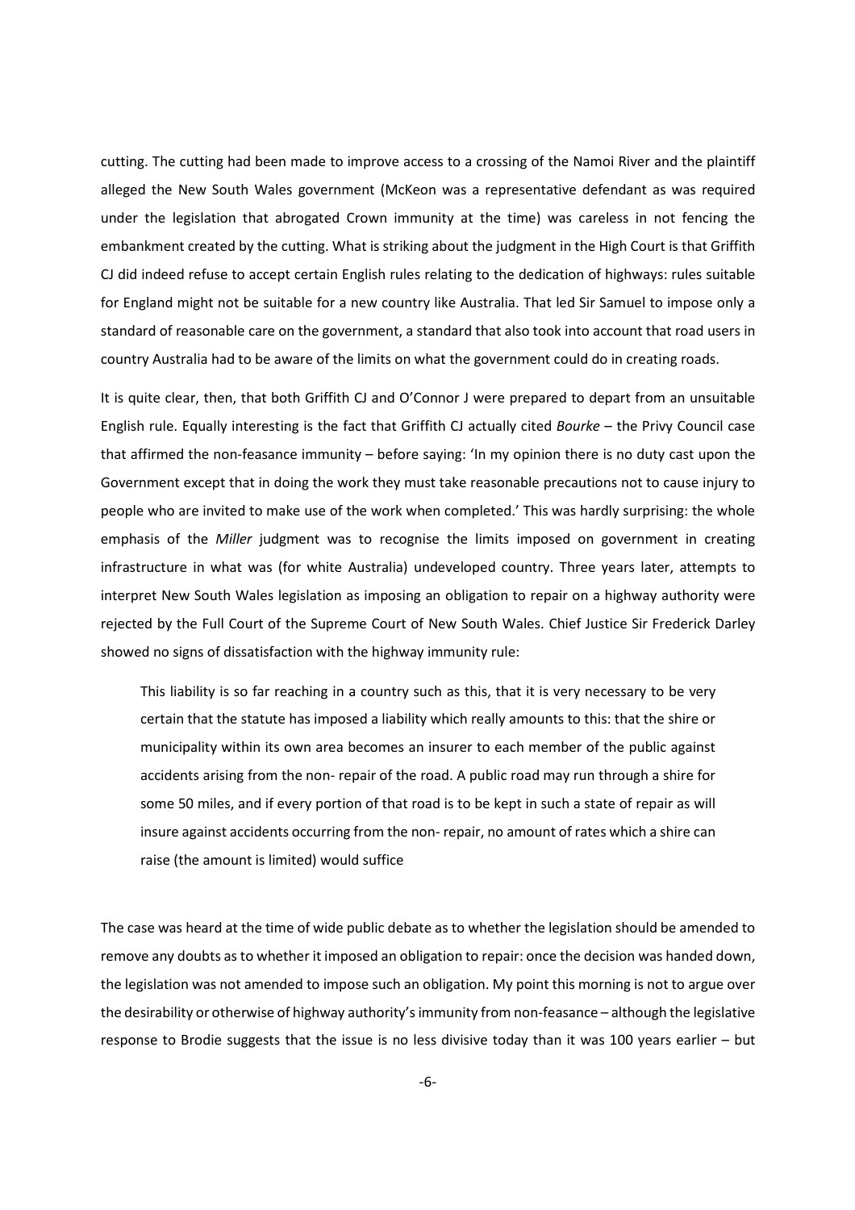cutting. The cutting had been made to improve access to a crossing of the Namoi River and the plaintiff alleged the New South Wales government (McKeon was a representative defendant as was required under the legislation that abrogated Crown immunity at the time) was careless in not fencing the embankment created by the cutting. What is striking about the judgment in the High Court is that Griffith CJ did indeed refuse to accept certain English rules relating to the dedication of highways: rules suitable for England might not be suitable for a new country like Australia. That led Sir Samuel to impose only a standard of reasonable care on the government, a standard that also took into account that road users in country Australia had to be aware of the limits on what the government could do in creating roads.

It is quite clear, then, that both Griffith CJ and O'Connor J were prepared to depart from an unsuitable English rule. Equally interesting is the fact that Griffith CJ actually cited *Bourke* – the Privy Council case that affirmed the non-feasance immunity – before saying: 'In my opinion there is no duty cast upon the Government except that in doing the work they must take reasonable precautions not to cause injury to people who are invited to make use of the work when completed.' This was hardly surprising: the whole emphasis of the *Miller* judgment was to recognise the limits imposed on government in creating infrastructure in what was (for white Australia) undeveloped country. Three years later, attempts to interpret New South Wales legislation as imposing an obligation to repair on a highway authority were rejected by the Full Court of the Supreme Court of New South Wales. Chief Justice Sir Frederick Darley showed no signs of dissatisfaction with the highway immunity rule:

> This liability is so far reaching in a country such as this, that it is very necessary to be very certain that the statute has imposed a liability which really amounts to this: that the shire or municipality within its own area becomes an insurer to each member of the public against accidents arising from the non- repair of the road. A public road may run through a shire for some 50 miles, and if every portion of that road is to be kept in such a state of repair as will insure against accidents occurring from the non- repair, no amount of rates which a shire can raise (the amount is limited) would suffice

The case was heard at the time of wide public debate as to whether the legislation should be amended to remove any doubts as to whether it imposed an obligation to repair: once the decision was handed down, the legislation was not amended to impose such an obligation. My point this morning is not to argue over the desirability or otherwise of highway authority's immunity from non-feasance – although the legislative response to Brodie suggests that the issue is no less divisive today than it was 100 years earlier – but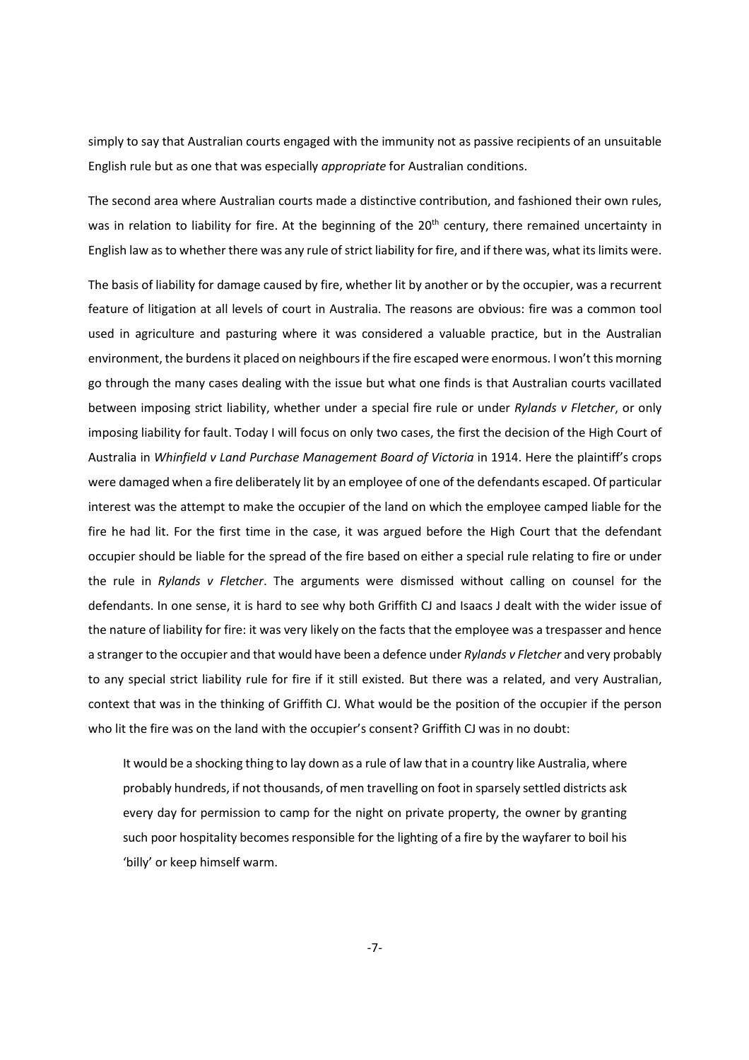simply to say that Australian courts engaged with the immunity not as passive recipients of an unsuitable English rule but as one that was especially *appropriate* for Australian conditions.

The second area where Australian courts made a distinctive contribution, and fashioned their own rules, was in relation to liability for fire. At the beginning of the 20th century, there remained uncertainty in English law as to whether there was any rule of strict liability for fire, and if there was, what its limits were.

The basis of liability for damage caused by fire, whether lit by another or by the occupier, was a recurrent feature of litigation at all levels of court in Australia. The reasons are obvious: fire was a common tool used in agriculture and pasturing where it was considered a valuable practice, but in the Australian environment, the burdens it placed on neighbours if the fire escaped were enormous. I won't this morning go through the many cases dealing with the issue but what one finds is that Australian courts vacillated between imposing strict liability, whether under a special fire rule or under *Rylands v Fletcher*, or only imposing liability for fault. Today I will focus on only two cases, the first the decision of the High Court of Australia in *Whinfield v Land Purchase Management Board of Victoria* in 1914. Here the plaintiff's crops were damaged when a fire deliberately lit by an employee of one of the defendants escaped. Of particular interest was the attempt to make the occupier of the land on which the employee camped liable for the fire he had lit. For the first time in the case, it was argued before the High Court that the defendant occupier should be liable for the spread of the fire based on either a special rule relating to fire or under the rule in *Rylands v Fletcher*. The arguments were dismissed without calling on counsel for the defendants. In one sense, it is hard to see why both Griffith CJ and Isaacs J dealt with the wider issue of the nature of liability for fire: it was very likely on the facts that the employee was a trespasser and hence a stranger to the occupier and that would have been a defence under *Rylands v Fletcher* and very probably to any special strict liability rule for fire if it still existed. But there was a related, and very Australian, context that was in the thinking of Griffith CJ. What would be the position of the occupier if the person who lit the fire was on the land with the occupier's consent? Griffith CJ was in no doubt:

> It would be a shocking thing to lay down as a rule of law that in a country like Australia, where probably hundreds, if not thousands, of men travelling on foot in sparsely settled districts ask every day for permission to camp for the night on private property, the owner by granting such poor hospitality becomes responsible for the lighting of a fire by the wayfarer to boil his 'billy' or keep himself warm.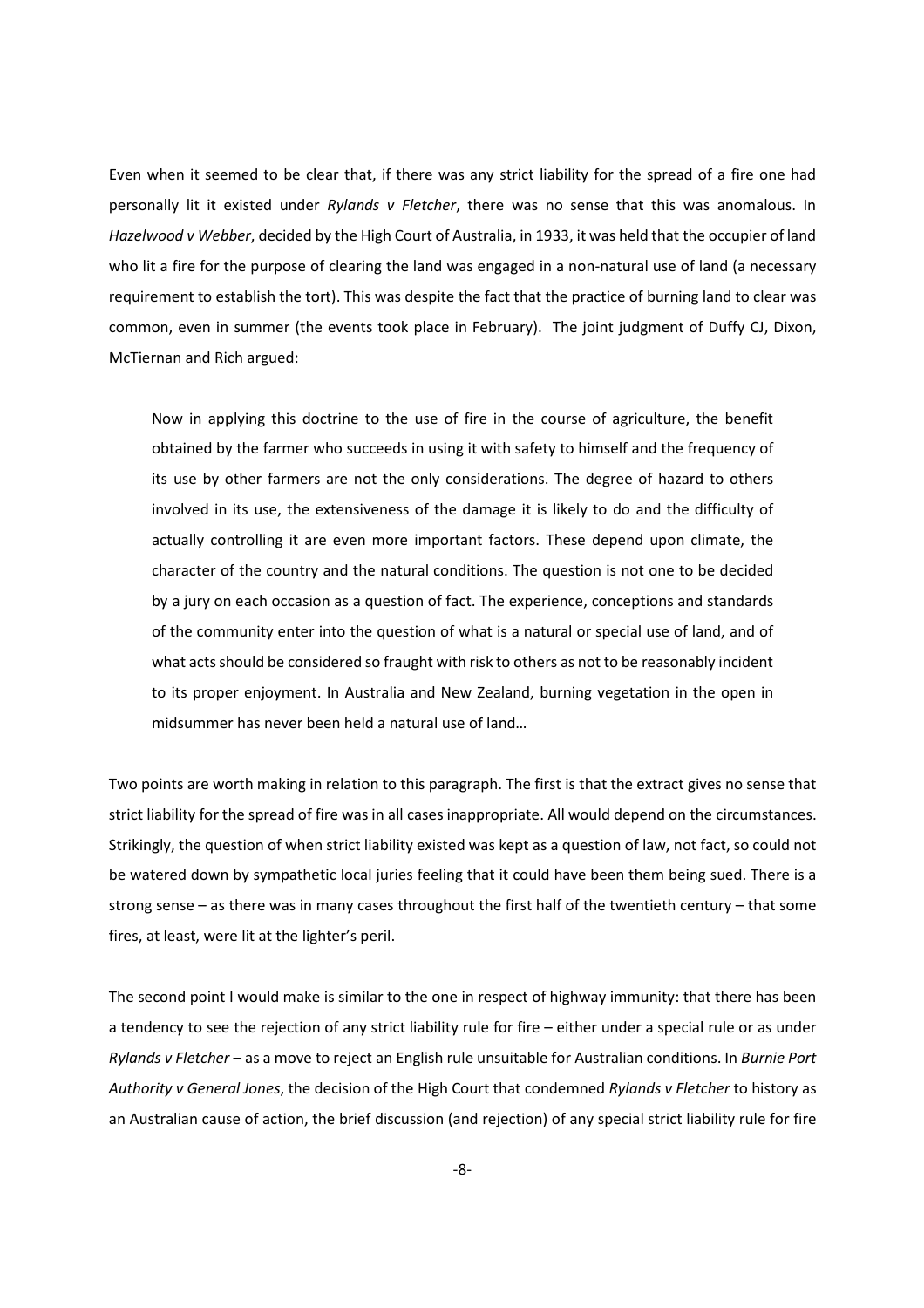Even when it seemed to be clear that, if there was any strict liability for the spread of a fire one had personally lit it existed under *Rylands v Fletcher*, there was no sense that this was anomalous. In *Hazelwood v Webber*, decided by the High Court of Australia, in 1933, it was held that the occupier of land who lit a fire for the purpose of clearing the land was engaged in a non-natural use of land (a necessary requirement to establish the tort). This was despite the fact that the practice of burning land to clear was common, even in summer (the events took place in February). The joint judgment of Duffy CJ, Dixon, McTiernan and Rich argued:

> Now in applying this doctrine to the use of fire in the course of agriculture, the benefit obtained by the farmer who succeeds in using it with safety to himself and the frequency of its use by other farmers are not the only considerations. The degree of hazard to others involved in its use, the extensiveness of the damage it is likely to do and the difficulty of actually controlling it are even more important factors. These depend upon climate, the character of the country and the natural conditions. The question is not one to be decided by a jury on each occasion as a question of fact. The experience, conceptions and standards of the community enter into the question of what is a natural or special use of land, and of what acts should be considered so fraught with risk to others as not to be reasonably incident to its proper enjoyment. In Australia and New Zealand, burning vegetation in the open in midsummer has never been held a natural use of land…

Two points are worth making in relation to this paragraph. The first is that the extract gives no sense that strict liability for the spread of fire was in all cases inappropriate. All would depend on the circumstances. Strikingly, the question of when strict liability existed was kept as a question of law, not fact, so could not be watered down by sympathetic local juries feeling that it could have been them being sued. There is a strong sense – as there was in many cases throughout the first half of the twentieth century – that some fires, at least, were lit at the lighter's peril.

The second point I would make is similar to the one in respect of highway immunity: that there has been a tendency to see the rejection of any strict liability rule for fire – either under a special rule or as under *Rylands v Fletcher* – as a move to reject an English rule unsuitable for Australian conditions. In *Burnie Port Authority v General Jones*, the decision of the High Court that condemned *Rylands v Fletcher* to history as an Australian cause of action, the brief discussion (and rejection) of any special strict liability rule for fire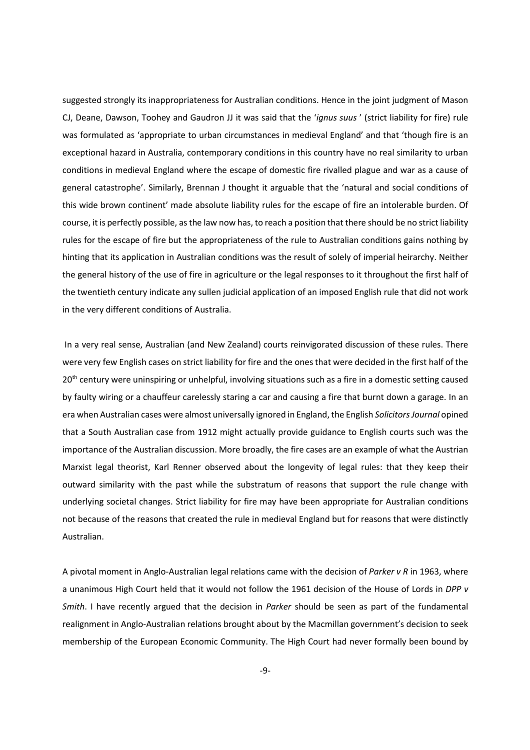suggested strongly its inappropriateness for Australian conditions. Hence in the joint judgment of Mason CJ, Deane, Dawson, Toohey and Gaudron JJ it was said that the '*ignus suus* ' (strict liability for fire) rule was formulated as 'appropriate to urban circumstances in medieval England' and that 'though fire is an exceptional hazard in Australia, contemporary conditions in this country have no real similarity to urban conditions in medieval England where the escape of domestic fire rivalled plague and war as a cause of general catastrophe'. Similarly, Brennan J thought it arguable that the 'natural and social conditions of this wide brown continent' made absolute liability rules for the escape of fire an intolerable burden. Of course, it is perfectly possible, as the law now has, to reach a position that there should be no strict liability rules for the escape of fire but the appropriateness of the rule to Australian conditions gains nothing by hinting that its application in Australian conditions was the result of solely of imperial heirarchy. Neither the general history of the use of fire in agriculture or the legal responses to it throughout the first half of the twentieth century indicate any sullen judicial application of an imposed English rule that did not work in the very different conditions of Australia.

In a very real sense, Australian (and New Zealand) courts reinvigorated discussion of these rules. There were very few English cases on strict liability for fire and the ones that were decided in the first half of the 20th century were uninspiring or unhelpful, involving situations such as a fire in a domestic setting caused by faulty wiring or a chauffeur carelessly staring a car and causing a fire that burnt down a garage. In an era when Australian cases were almost universally ignored in England, the English *Solicitors Journal* opined that a South Australian case from 1912 might actually provide guidance to English courts such was the importance of the Australian discussion. More broadly, the fire cases are an example of what the Austrian Marxist legal theorist, Karl Renner observed about the longevity of legal rules: that they keep their outward similarity with the past while the substratum of reasons that support the rule change with underlying societal changes. Strict liability for fire may have been appropriate for Australian conditions not because of the reasons that created the rule in medieval England but for reasons that were distinctly Australian.

A pivotal moment in Anglo-Australian legal relations came with the decision of *Parker v R* in 1963, where a unanimous High Court held that it would not follow the 1961 decision of the House of Lords in *DPP v Smith*. I have recently argued that the decision in *Parker* should be seen as part of the fundamental realignment in Anglo-Australian relations brought about by the Macmillan government's decision to seek membership of the European Economic Community. The High Court had never formally been bound by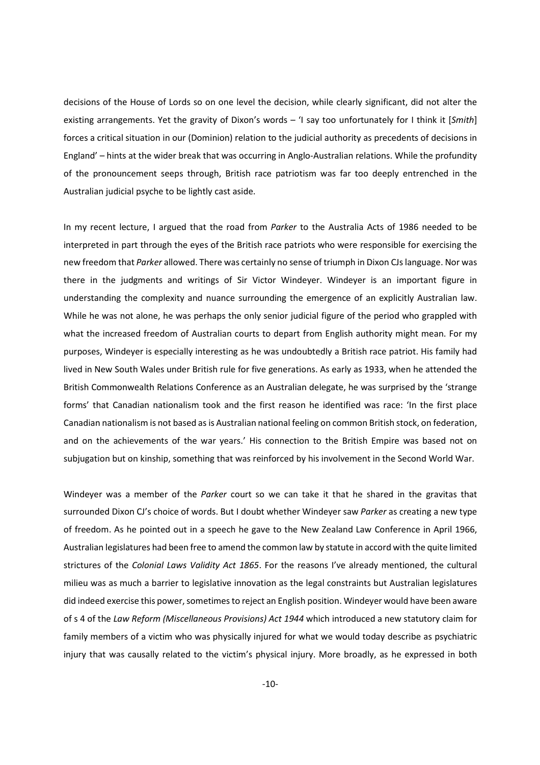decisions of the House of Lords so on one level the decision, while clearly significant, did not alter the existing arrangements. Yet the gravity of Dixon's words – 'I say too unfortunately for I think it [*Smith*] forces a critical situation in our (Dominion) relation to the judicial authority as precedents of decisions in England' – hints at the wider break that was occurring in Anglo-Australian relations. While the profundity of the pronouncement seeps through, British race patriotism was far too deeply entrenched in the Australian judicial psyche to be lightly cast aside.

In my recent lecture, I argued that the road from *Parker* to the Australia Acts of 1986 needed to be interpreted in part through the eyes of the British race patriots who were responsible for exercising the new freedom that *Parker* allowed. There was certainly no sense of triumph in Dixon CJs language. Nor was there in the judgments and writings of Sir Victor Windeyer. Windeyer is an important figure in understanding the complexity and nuance surrounding the emergence of an explicitly Australian law. While he was not alone, he was perhaps the only senior judicial figure of the period who grappled with what the increased freedom of Australian courts to depart from English authority might mean. For my purposes, Windeyer is especially interesting as he was undoubtedly a British race patriot. His family had lived in New South Wales under British rule for five generations. As early as 1933, when he attended the British Commonwealth Relations Conference as an Australian delegate, he was surprised by the 'strange forms' that Canadian nationalism took and the first reason he identified was race: 'In the first place Canadian nationalism is not based as is Australian national feeling on common British stock, on federation, and on the achievements of the war years.' His connection to the British Empire was based not on subjugation but on kinship, something that was reinforced by his involvement in the Second World War.

Windeyer was a member of the *Parker* court so we can take it that he shared in the gravitas that surrounded Dixon CJ's choice of words. But I doubt whether Windeyer saw *Parker* as creating a new type of freedom. As he pointed out in a speech he gave to the New Zealand Law Conference in April 1966, Australian legislatures had been free to amend the common law by statute in accord with the quite limited strictures of the *Colonial Laws Validity Act 1865*. For the reasons I've already mentioned, the cultural milieu was as much a barrier to legislative innovation as the legal constraints but Australian legislatures did indeed exercise this power, sometimes to reject an English position. Windeyer would have been aware of s 4 of the *Law Reform (Miscellaneous Provisions) Act 1944* which introduced a new statutory claim for family members of a victim who was physically injured for what we would today describe as psychiatric injury that was causally related to the victim's physical injury. More broadly, as he expressed in both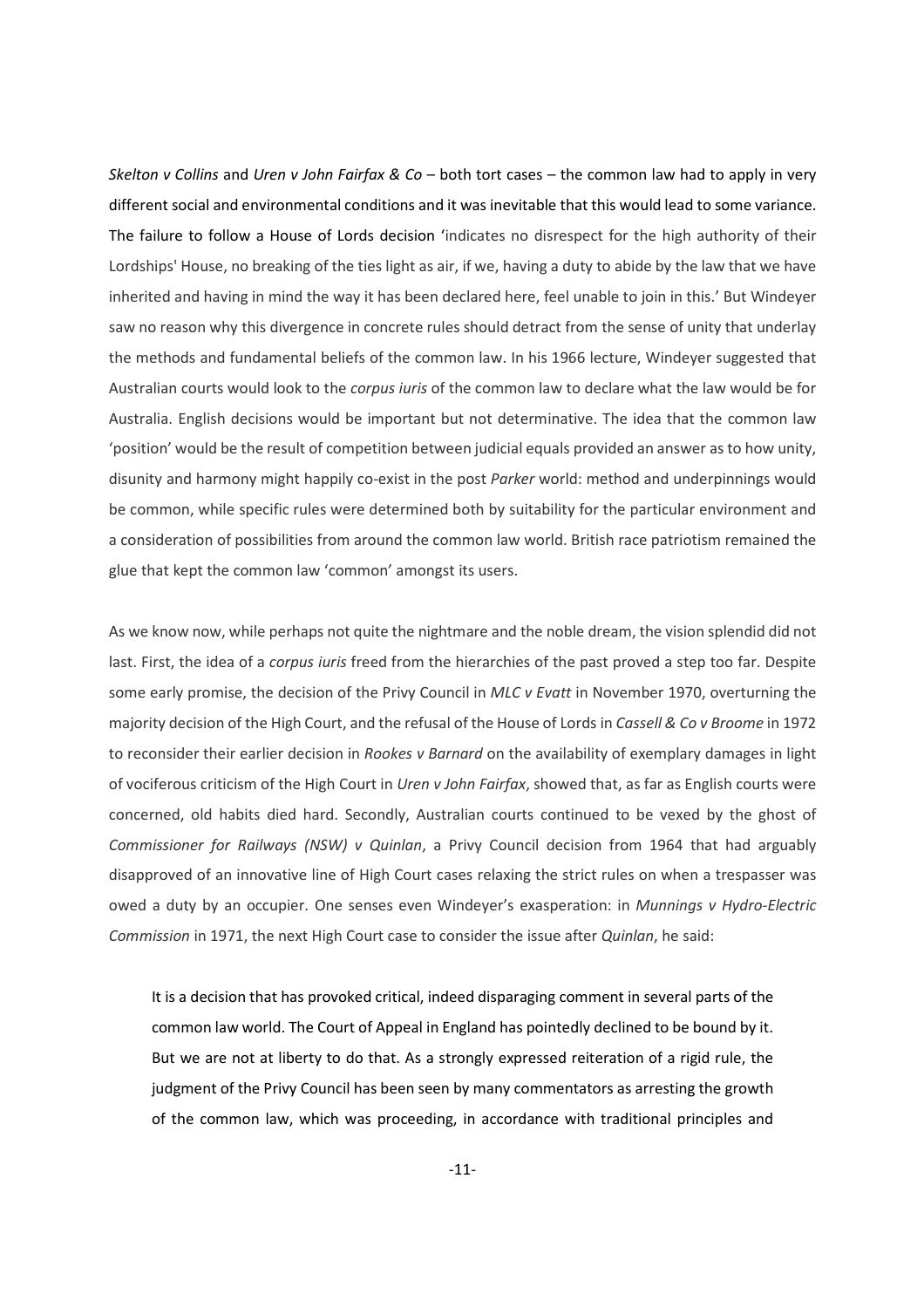*Skelton v Collins* and *Uren v John Fairfax & Co* – both tort cases – the common law had to apply in very different social and environmental conditions and it was inevitable that this would lead to some variance. The failure to follow a House of Lords decision 'indicates no disrespect for the high authority of their Lordships' House, no breaking of the ties light as air, if we, having a duty to abide by the law that we have inherited and having in mind the way it has been declared here, feel unable to join in this.' But Windeyer saw no reason why this divergence in concrete rules should detract from the sense of unity that underlay the methods and fundamental beliefs of the common law. In his 1966 lecture, Windeyer suggested that Australian courts would look to the *corpus iuris* of the common law to declare what the law would be for Australia. English decisions would be important but not determinative. The idea that the common law 'position' would be the result of competition between judicial equals provided an answer as to how unity, disunity and harmony might happily co-exist in the post *Parker* world: method and underpinnings would be common, while specific rules were determined both by suitability for the particular environment and a consideration of possibilities from around the common law world. British race patriotism remained the glue that kept the common law 'common' amongst its users.

As we know now, while perhaps not quite the nightmare and the noble dream, the vision splendid did not last. First, the idea of a *corpus iuris* freed from the hierarchies of the past proved a step too far. Despite some early promise, the decision of the Privy Council in *MLC v Evatt* in November 1970, overturning the majority decision of the High Court, and the refusal of the House of Lords in *Cassell & Co v Broome* in 1972 to reconsider their earlier decision in *Rookes v Barnard* on the availability of exemplary damages in light of vociferous criticism of the High Court in *Uren v John Fairfax*, showed that, as far as English courts were concerned, old habits died hard. Secondly, Australian courts continued to be vexed by the ghost of *Commissioner for Railways (NSW) v Quinlan*, a Privy Council decision from 1964 that had arguably disapproved of an innovative line of High Court cases relaxing the strict rules on when a trespasser was owed a duty by an occupier. One senses even Windeyer's exasperation: in *Munnings v Hydro-Electric Commission* in 1971, the next High Court case to consider the issue after *Quinlan*, he said:

> It is a decision that has provoked critical, indeed disparaging comment in several parts of the common law world. The Court of Appeal in England has pointedly declined to be bound by it. But we are not at liberty to do that. As a strongly expressed reiteration of a rigid rule, the judgment of the Privy Council has been seen by many commentators as arresting the growth of the common law, which was proceeding, in accordance with traditional principles and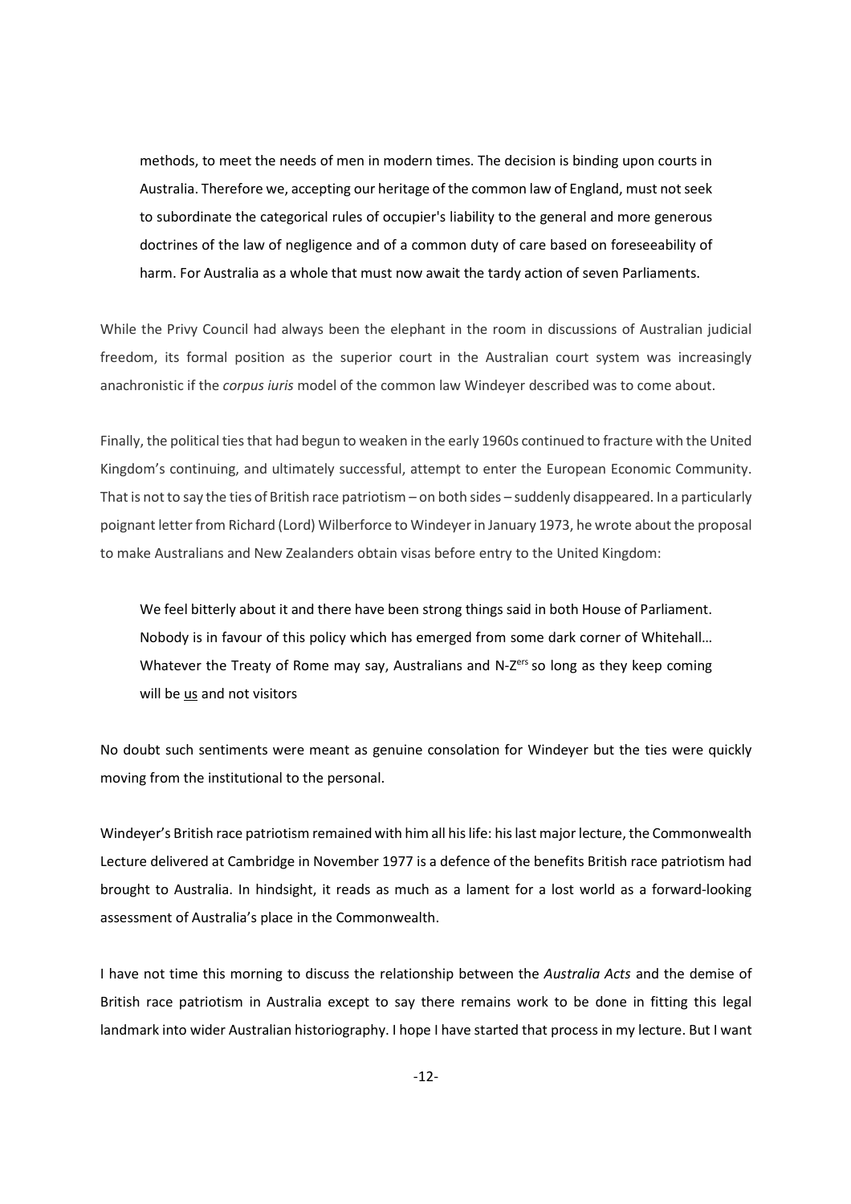> methods, to meet the needs of men in modern times. The decision is binding upon courts in Australia. Therefore we, accepting our heritage of the common law of England, must not seek to subordinate the categorical rules of occupier's liability to the general and more generous doctrines of the law of negligence and of a common duty of care based on foreseeability of harm. For Australia as a whole that must now await the tardy action of seven Parliaments.

While the Privy Council had always been the elephant in the room in discussions of Australian judicial freedom, its formal position as the superior court in the Australian court system was increasingly anachronistic if the *corpus iuris* model of the common law Windeyer described was to come about.

Finally, the political ties that had begun to weaken in the early 1960s continued to fracture with the United Kingdom's continuing, and ultimately successful, attempt to enter the European Economic Community. That is not to say the ties of British race patriotism – on both sides – suddenly disappeared. In a particularly poignant letter from Richard (Lord) Wilberforce to Windeyer in January 1973, he wrote about the proposal to make Australians and New Zealanders obtain visas before entry to the United Kingdom:

> We feel bitterly about it and there have been strong things said in both House of Parliament. Nobody is in favour of this policy which has emerged from some dark corner of Whitehall… Whatever the Treaty of Rome may say, Australians and N-Z[ers] so long as they keep coming will be <u>us</u> and not visitors

No doubt such sentiments were meant as genuine consolation for Windeyer but the ties were quickly moving from the institutional to the personal.

Windeyer's British race patriotism remained with him all his life: his last major lecture, the Commonwealth Lecture delivered at Cambridge in November 1977 is a defence of the benefits British race patriotism had brought to Australia. In hindsight, it reads as much as a lament for a lost world as a forward-looking assessment of Australia's place in the Commonwealth.

I have not time this morning to discuss the relationship between the *Australia Acts* and the demise of British race patriotism in Australia except to say there remains work to be done in fitting this legal landmark into wider Australian historiography. I hope I have started that process in my lecture. But I want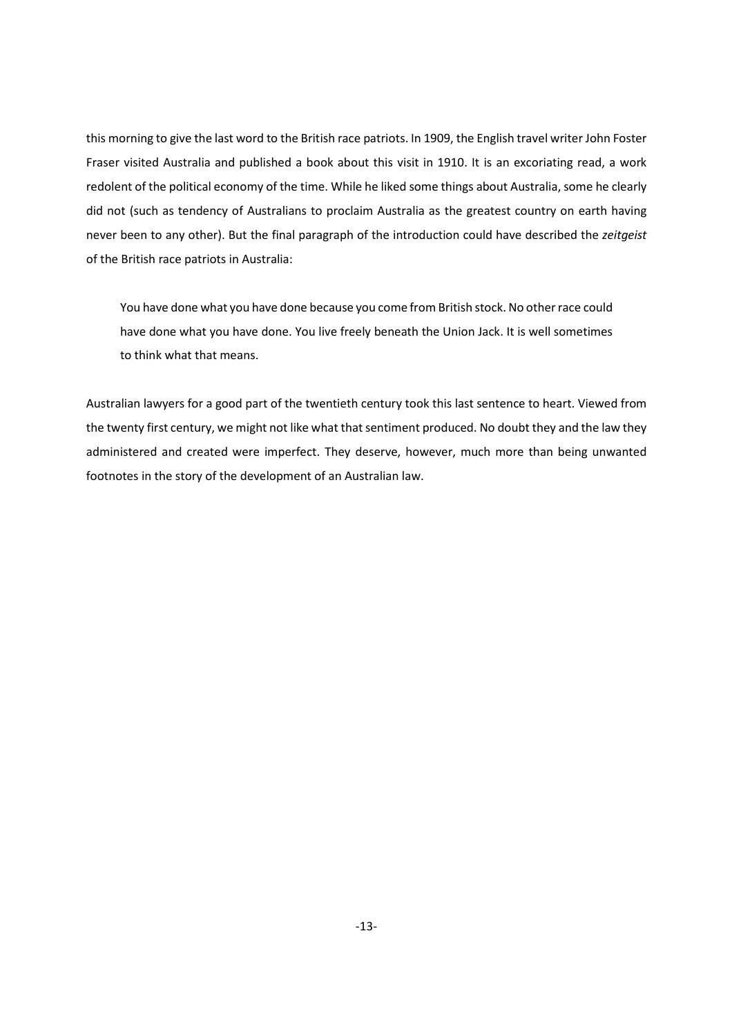this morning to give the last word to the British race patriots. In 1909, the English travel writer John Foster Fraser visited Australia and published a book about this visit in 1910. It is an excoriating read, a work redolent of the political economy of the time. While he liked some things about Australia, some he clearly did not (such as tendency of Australians to proclaim Australia as the greatest country on earth having never been to any other). But the final paragraph of the introduction could have described the *zeitgeist* of the British race patriots in Australia:

> You have done what you have done because you come from British stock. No other race could have done what you have done. You live freely beneath the Union Jack. It is well sometimes to think what that means.

Australian lawyers for a good part of the twentieth century took this last sentence to heart. Viewed from the twenty first century, we might not like what that sentiment produced. No doubt they and the law they administered and created were imperfect. They deserve, however, much more than being unwanted footnotes in the story of the development of an Australian law.